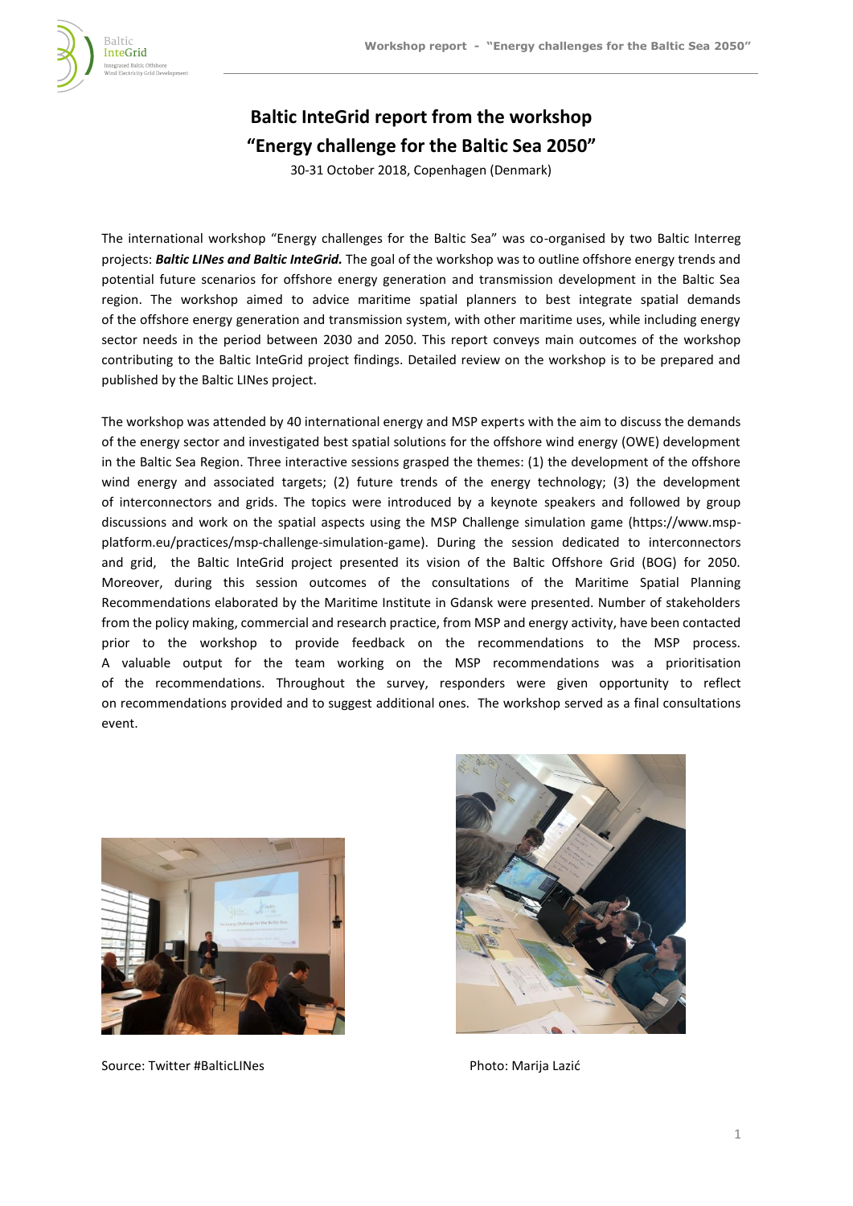# Baltic InteGrid report from the workshop "Energy challenge for the Baltic Sea 2050"

30-31 October 2018, Copenhagen (Denmark)

The international workshop "Energy challenges for the Baltic Sea" was co-organised by two Baltic Interreg projects: ***Baltic LINes and Baltic InteGrid.*** The goal of the workshop was to outline offshore energy trends and potential future scenarios for offshore energy generation and transmission development in the Baltic Sea region. The workshop aimed to advice maritime spatial planners to best integrate spatial demands of the offshore energy generation and transmission system, with other maritime uses, while including energy sector needs in the period between 2030 and 2050. This report conveys main outcomes of the workshop contributing to the Baltic InteGrid project findings. Detailed review on the workshop is to be prepared and published by the Baltic LINes project.

The workshop was attended by 40 international energy and MSP experts with the aim to discuss the demands of the energy sector and investigated best spatial solutions for the offshore wind energy (OWE) development in the Baltic Sea Region. Three interactive sessions grasped the themes: (1) the development of the offshore wind energy and associated targets; (2) future trends of the energy technology; (3) the development of interconnectors and grids. The topics were introduced by a keynote speakers and followed by group discussions and work on the spatial aspects using the MSP Challenge simulation game (https://www.msp-platform.eu/practices/msp-challenge-simulation-game). During the session dedicated to interconnectors and grid, the Baltic InteGrid project presented its vision of the Baltic Offshore Grid (BOG) for 2050. Moreover, during this session outcomes of the consultations of the Maritime Spatial Planning Recommendations elaborated by the Maritime Institute in Gdansk were presented. Number of stakeholders from the policy making, commercial and research practice, from MSP and energy activity, have been contacted prior to the workshop to provide feedback on the recommendations to the MSP process. A valuable output for the team working on the MSP recommendations was a prioritisation of the recommendations. Throughout the survey, responders were given opportunity to reflect on recommendations provided and to suggest additional ones. The workshop served as a final consultations event.

Source: Twitter #BalticLINes

Photo: Marija Lazić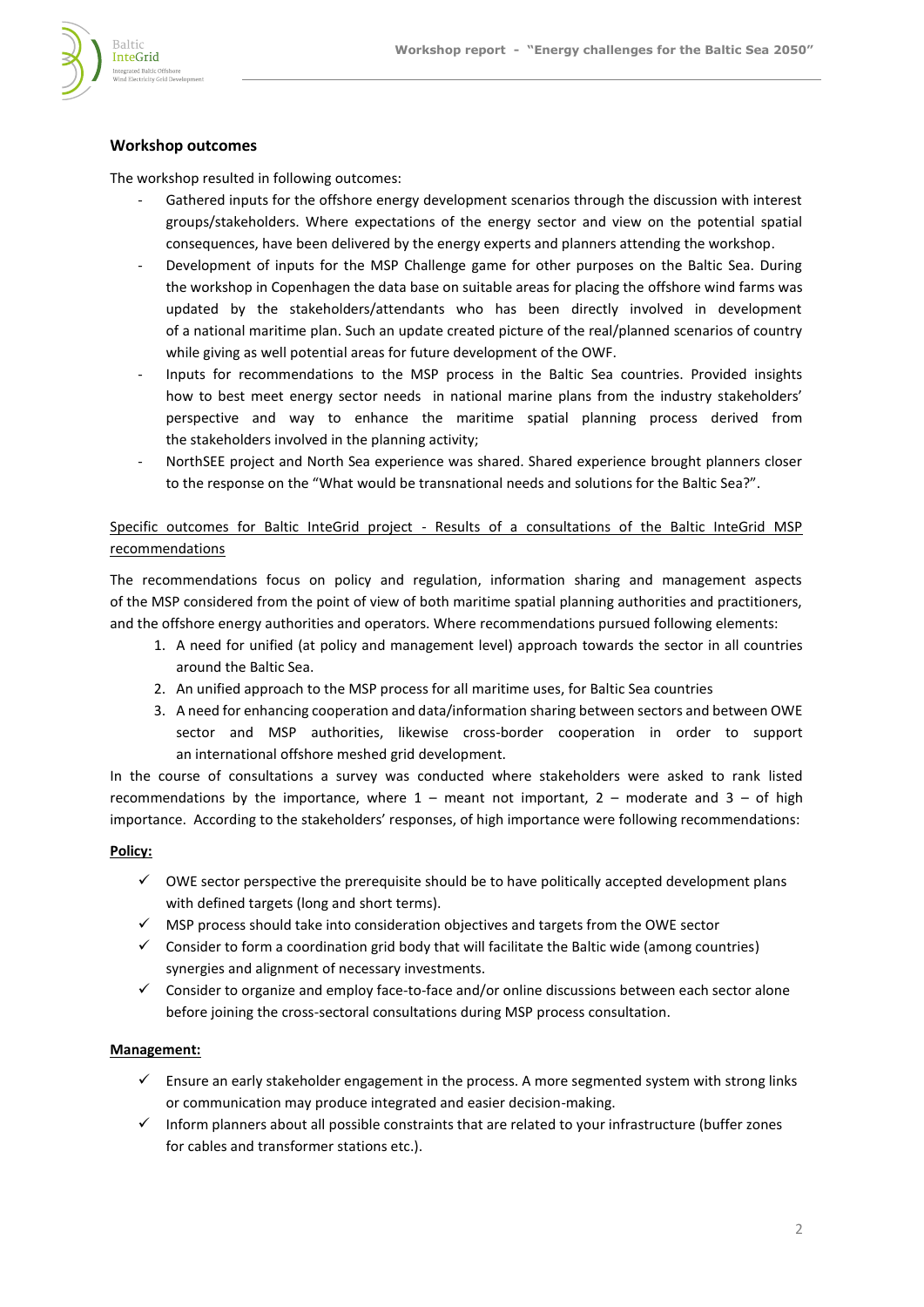## Workshop outcomes

The workshop resulted in following outcomes:

- Gathered inputs for the offshore energy development scenarios through the discussion with interest groups/stakeholders. Where expectations of the energy sector and view on the potential spatial consequences, have been delivered by the energy experts and planners attending the workshop.
- Development of inputs for the MSP Challenge game for other purposes on the Baltic Sea. During the workshop in Copenhagen the data base on suitable areas for placing the offshore wind farms was updated by the stakeholders/attendants who has been directly involved in development of a national maritime plan. Such an update created picture of the real/planned scenarios of country while giving as well potential areas for future development of the OWF.
- Inputs for recommendations to the MSP process in the Baltic Sea countries. Provided insights how to best meet energy sector needs in national marine plans from the industry stakeholders' perspective and way to enhance the maritime spatial planning process derived from the stakeholders involved in the planning activity;
- NorthSEE project and North Sea experience was shared. Shared experience brought planners closer to the response on the "What would be transnational needs and solutions for the Baltic Sea?".

Specific outcomes for Baltic InteGrid project - Results of a consultations of the Baltic InteGrid MSP recommendations

The recommendations focus on policy and regulation, information sharing and management aspects of the MSP considered from the point of view of both maritime spatial planning authorities and practitioners, and the offshore energy authorities and operators. Where recommendations pursued following elements:

1. A need for unified (at policy and management level) approach towards the sector in all countries around the Baltic Sea.
2. An unified approach to the MSP process for all maritime uses, for Baltic Sea countries
3. A need for enhancing cooperation and data/information sharing between sectors and between OWE sector and MSP authorities, likewise cross-border cooperation in order to support an international offshore meshed grid development.

In the course of consultations a survey was conducted where stakeholders were asked to rank listed recommendations by the importance, where 1 – meant not important, 2 – moderate and 3 – of high importance. According to the stakeholders' responses, of high importance were following recommendations:

**Policy:**

- ✓ OWE sector perspective the prerequisite should be to have politically accepted development plans with defined targets (long and short terms).
- ✓ MSP process should take into consideration objectives and targets from the OWE sector
- ✓ Consider to form a coordination grid body that will facilitate the Baltic wide (among countries) synergies and alignment of necessary investments.
- ✓ Consider to organize and employ face-to-face and/or online discussions between each sector alone before joining the cross-sectoral consultations during MSP process consultation.

**Management:**

- ✓ Ensure an early stakeholder engagement in the process. A more segmented system with strong links or communication may produce integrated and easier decision-making.
- ✓ Inform planners about all possible constraints that are related to your infrastructure (buffer zones for cables and transformer stations etc.).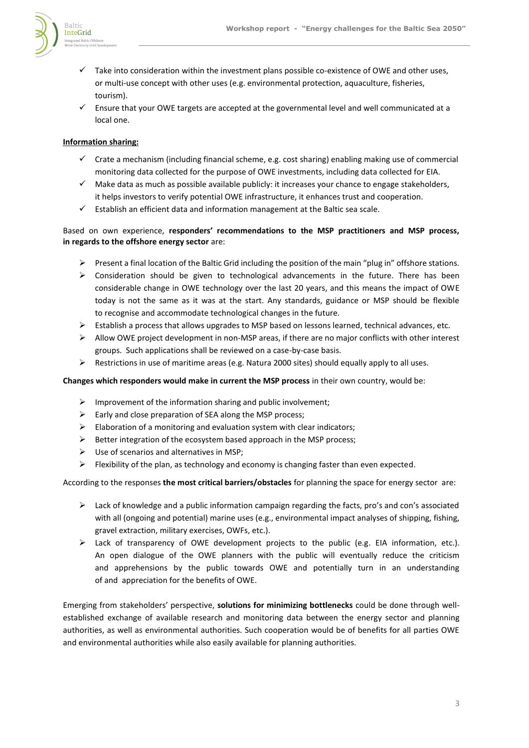- ✓ Take into consideration within the investment plans possible co-existence of OWE and other uses, or multi-use concept with other uses (e.g. environmental protection, aquaculture, fisheries, tourism).
- ✓ Ensure that your OWE targets are accepted at the governmental level and well communicated at a local one.

**Information sharing:**

- ✓ Crate a mechanism (including financial scheme, e.g. cost sharing) enabling making use of commercial monitoring data collected for the purpose of OWE investments, including data collected for EIA.
- ✓ Make data as much as possible available publicly: it increases your chance to engage stakeholders, it helps investors to verify potential OWE infrastructure, it enhances trust and cooperation.
- ✓ Establish an efficient data and information management at the Baltic sea scale.

Based on own experience, **responders' recommendations to the MSP practitioners and MSP process, in regards to the offshore energy sector** are:

- Present a final location of the Baltic Grid including the position of the main "plug in" offshore stations.
- Consideration should be given to technological advancements in the future. There has been considerable change in OWE technology over the last 20 years, and this means the impact of OWE today is not the same as it was at the start. Any standards, guidance or MSP should be flexible to recognise and accommodate technological changes in the future.
- Establish a process that allows upgrades to MSP based on lessons learned, technical advances, etc.
- Allow OWE project development in non-MSP areas, if there are no major conflicts with other interest groups. Such applications shall be reviewed on a case-by-case basis.
- Restrictions in use of maritime areas (e.g. Natura 2000 sites) should equally apply to all uses.

**Changes which responders would make in current the MSP process** in their own country, would be:

- Improvement of the information sharing and public involvement;
- Early and close preparation of SEA along the MSP process;
- Elaboration of a monitoring and evaluation system with clear indicators;
- Better integration of the ecosystem based approach in the MSP process;
- Use of scenarios and alternatives in MSP;
- Flexibility of the plan, as technology and economy is changing faster than even expected.

According to the responses **the most critical barriers/obstacles** for planning the space for energy sector are:

- Lack of knowledge and a public information campaign regarding the facts, pro's and con's associated with all (ongoing and potential) marine uses (e.g., environmental impact analyses of shipping, fishing, gravel extraction, military exercises, OWFs, etc.).
- Lack of transparency of OWE development projects to the public (e.g. EIA information, etc.). An open dialogue of the OWE planners with the public will eventually reduce the criticism and apprehensions by the public towards OWE and potentially turn in an understanding of and appreciation for the benefits of OWE.

Emerging from stakeholders' perspective, **solutions for minimizing bottlenecks** could be done through well-established exchange of available research and monitoring data between the energy sector and planning authorities, as well as environmental authorities. Such cooperation would be of benefits for all parties OWE and environmental authorities while also easily available for planning authorities.